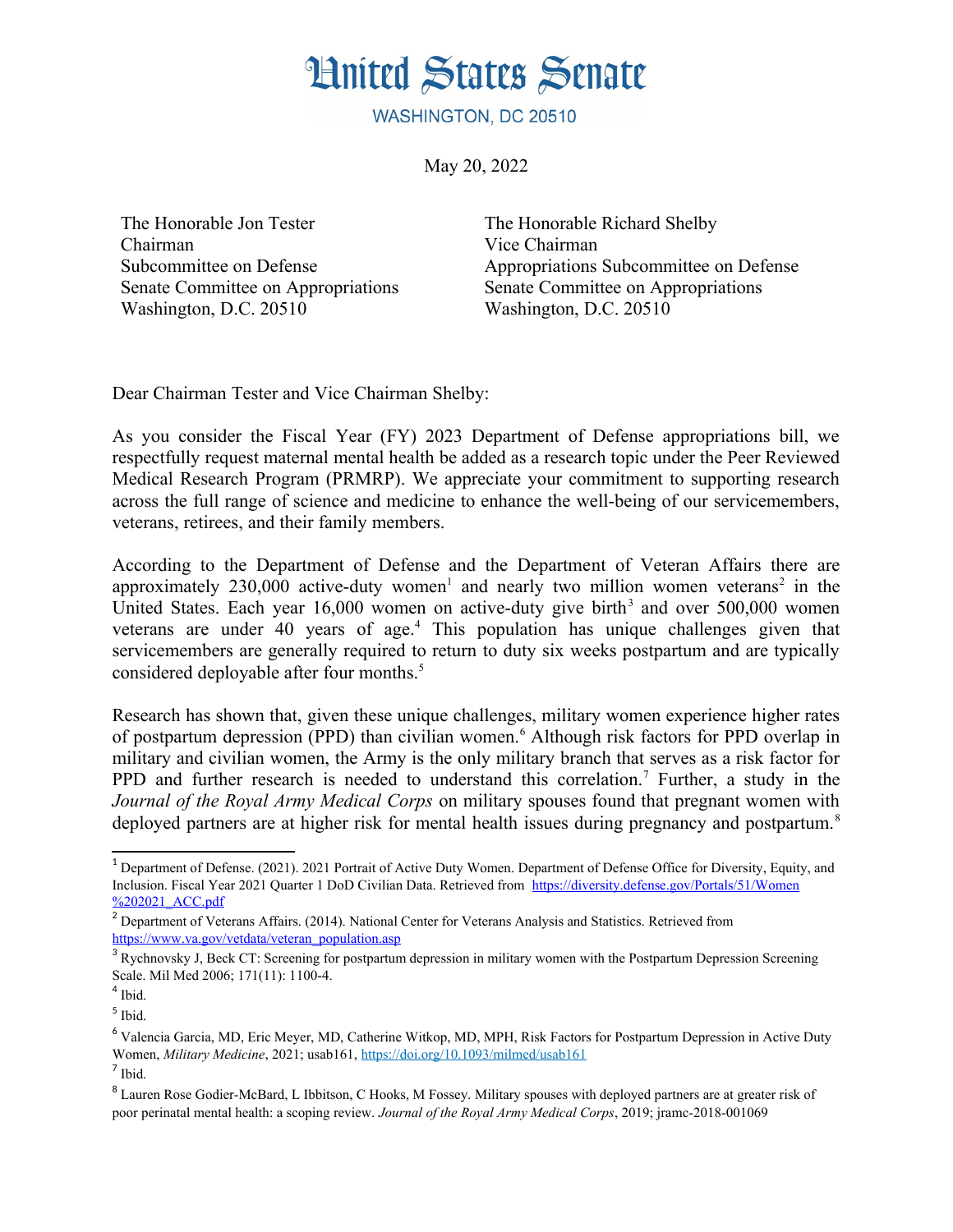# United States Senate

WASHINGTON, DC 20510

May 20, 2022

The Honorable Jon Tester
Chairman
Subcommittee on Defense
Senate Committee on Appropriations
Washington, D.C. 20510

The Honorable Richard Shelby
Vice Chairman
Appropriations Subcommittee on Defense
Senate Committee on Appropriations
Washington, D.C. 20510

Dear Chairman Tester and Vice Chairman Shelby:

As you consider the Fiscal Year (FY) 2023 Department of Defense appropriations bill, we respectfully request maternal mental health be added as a research topic under the Peer Reviewed Medical Research Program (PRMRP). We appreciate your commitment to supporting research across the full range of science and medicine to enhance the well-being of our servicemembers, veterans, retirees, and their family members.

According to the Department of Defense and the Department of Veteran Affairs there are approximately 230,000 active-duty women[1] and nearly two million women veterans[2] in the United States. Each year 16,000 women on active-duty give birth[3] and over 500,000 women veterans are under 40 years of age.[4] This population has unique challenges given that servicemembers are generally required to return to duty six weeks postpartum and are typically considered deployable after four months.[5]

Research has shown that, given these unique challenges, military women experience higher rates of postpartum depression (PPD) than civilian women.[6] Although risk factors for PPD overlap in military and civilian women, the Army is the only military branch that serves as a risk factor for PPD and further research is needed to understand this correlation.[7] Further, a study in the *Journal of the Royal Army Medical Corps* on military spouses found that pregnant women with deployed partners are at higher risk for mental health issues during pregnancy and postpartum.[8]

---

[1] Department of Defense. (2021). 2021 Portrait of Active Duty Women. Department of Defense Office for Diversity, Equity, and Inclusion. Fiscal Year 2021 Quarter 1 DoD Civilian Data. Retrieved from https://diversity.defense.gov/Portals/51/Women%202021_ACC.pdf

[2] Department of Veterans Affairs. (2014). National Center for Veterans Analysis and Statistics. Retrieved from https://www.va.gov/vetdata/veteran_population.asp

[3] Rychnovsky J, Beck CT: Screening for postpartum depression in military women with the Postpartum Depression Screening Scale. Mil Med 2006; 171(11): 1100-4.

[4] Ibid.

[5] Ibid.

[6] Valencia Garcia, MD, Eric Meyer, MD, Catherine Witkop, MD, MPH, Risk Factors for Postpartum Depression in Active Duty Women, *Military Medicine*, 2021; usab161, https://doi.org/10.1093/milmed/usab161

[7] Ibid.

[8] Lauren Rose Godier-McBard, L Ibbitson, C Hooks, M Fossey. Military spouses with deployed partners are at greater risk of poor perinatal mental health: a scoping review. *Journal of the Royal Army Medical Corps*, 2019; jramc-2018-001069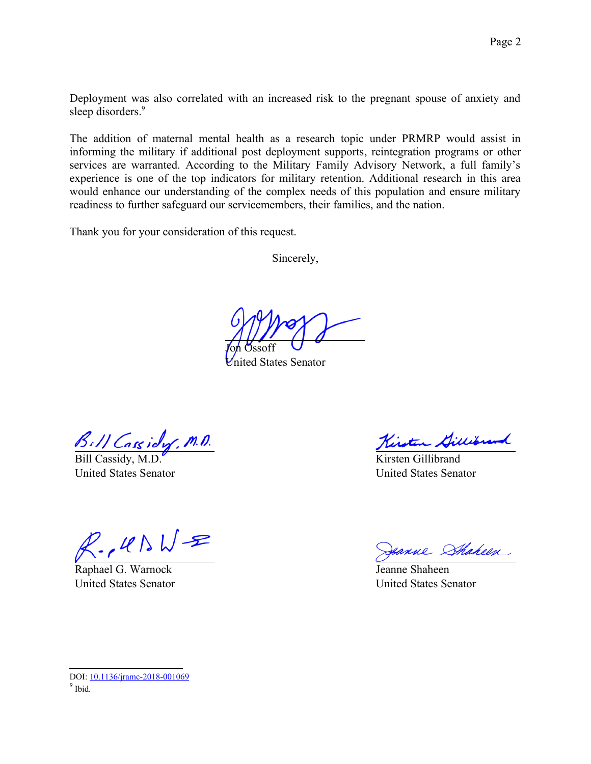Deployment was also correlated with an increased risk to the pregnant spouse of anxiety and sleep disorders.[9]

The addition of maternal mental health as a research topic under PRMRP would assist in informing the military if additional post deployment supports, reintegration programs or other services are warranted. According to the Military Family Advisory Network, a full family's experience is one of the top indicators for military retention. Additional research in this area would enhance our understanding of the complex needs of this population and ensure military readiness to further safeguard our servicemembers, their families, and the nation.

Thank you for your consideration of this request.

Sincerely,

Jon Ossoff
United States Senator

Bill Cassidy, M.D.
United States Senator

Kirsten Gillibrand
United States Senator

Raphael G. Warnock
United States Senator

Jeanne Shaheen
United States Senator

---

DOI: 10.1136/jramc-2018-001069

[9] Ibid.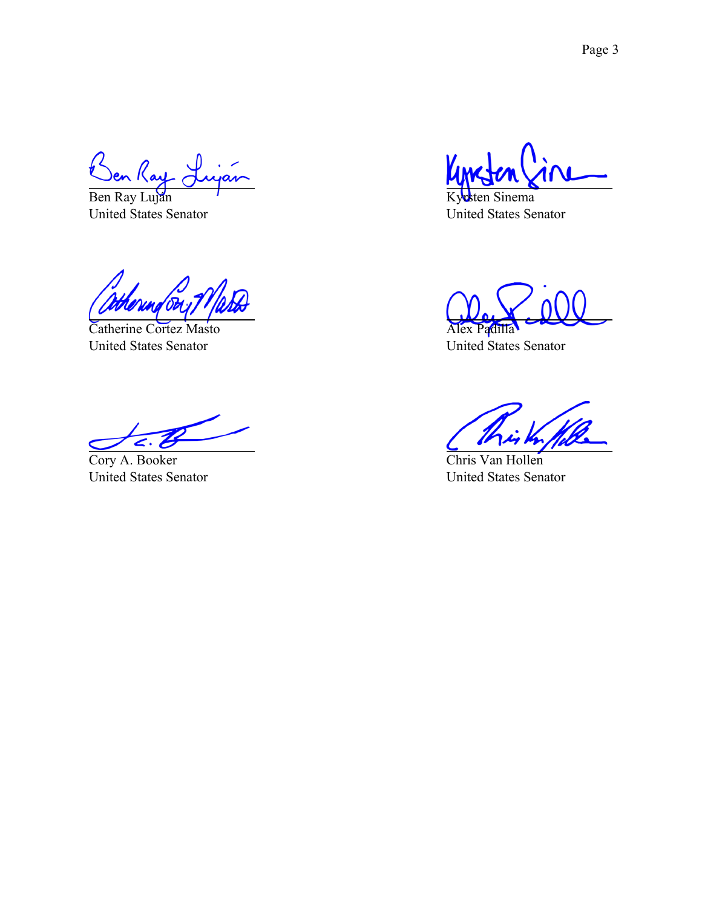Ben Ray Luján
United States Senator

Kyrsten Sinema
United States Senator

Catherine Cortez Masto
United States Senator

Alex Padilla
United States Senator

Cory A. Booker
United States Senator

Chris Van Hollen
United States Senator